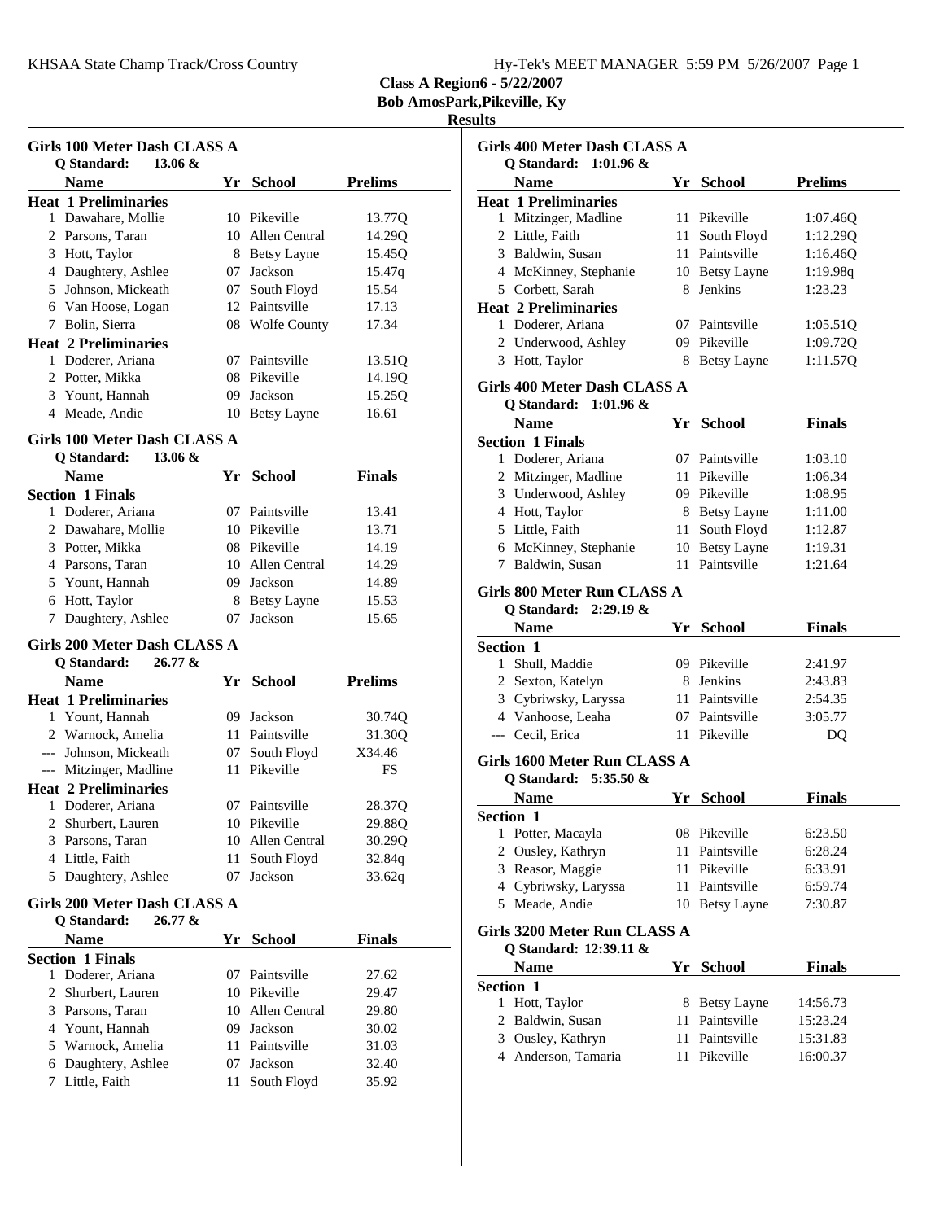KHSAA State Champ Track/Cross Country — Hy-Tek's MEET MANAGER 5:59 PM 5/26/2007

# Class A Region6 - 5/22/2007
## Bob AmosPark,Pikeville, Ky
## Results

### Girls 100 Meter Dash CLASS A
**Q Standard: 13.06 &**

| | Name | Yr | School | Prelims |
|---|---|---|---|---|
| **Heat 1 Preliminaries** | | | | |
| 1 | Dawahare, Mollie | 10 | Pikeville | 13.77Q |
| 2 | Parsons, Taran | 10 | Allen Central | 14.29Q |
| 3 | Hott, Taylor | 8 | Betsy Layne | 15.45Q |
| 4 | Daughtery, Ashlee | 07 | Jackson | 15.47q |
| 5 | Johnson, Mickeath | 07 | South Floyd | 15.54 |
| 6 | Van Hoose, Logan | 12 | Paintsville | 17.13 |
| 7 | Bolin, Sierra | 08 | Wolfe County | 17.34 |
| **Heat 2 Preliminaries** | | | | |
| 1 | Doderer, Ariana | 07 | Paintsville | 13.51Q |
| 2 | Potter, Mikka | 08 | Pikeville | 14.19Q |
| 3 | Yount, Hannah | 09 | Jackson | 15.25Q |
| 4 | Meade, Andie | 10 | Betsy Layne | 16.61 |

### Girls 100 Meter Dash CLASS A
**Q Standard: 13.06 &**

| | Name | Yr | School | Finals |
|---|---|---|---|---|
| **Section 1 Finals** | | | | |
| 1 | Doderer, Ariana | 07 | Paintsville | 13.41 |
| 2 | Dawahare, Mollie | 10 | Pikeville | 13.71 |
| 3 | Potter, Mikka | 08 | Pikeville | 14.19 |
| 4 | Parsons, Taran | 10 | Allen Central | 14.29 |
| 5 | Yount, Hannah | 09 | Jackson | 14.89 |
| 6 | Hott, Taylor | 8 | Betsy Layne | 15.53 |
| 7 | Daughtery, Ashlee | 07 | Jackson | 15.65 |

### Girls 200 Meter Dash CLASS A
**Q Standard: 26.77 &**

| | Name | Yr | School | Prelims |
|---|---|---|---|---|
| **Heat 1 Preliminaries** | | | | |
| 1 | Yount, Hannah | 09 | Jackson | 30.74Q |
| 2 | Warnock, Amelia | 11 | Paintsville | 31.30Q |
| --- | Johnson, Mickeath | 07 | South Floyd | X34.46 |
| --- | Mitzinger, Madline | 11 | Pikeville | FS |
| **Heat 2 Preliminaries** | | | | |
| 1 | Doderer, Ariana | 07 | Paintsville | 28.37Q |
| 2 | Shurbert, Lauren | 10 | Pikeville | 29.88Q |
| 3 | Parsons, Taran | 10 | Allen Central | 30.29Q |
| 4 | Little, Faith | 11 | South Floyd | 32.84q |
| 5 | Daughtery, Ashlee | 07 | Jackson | 33.62q |

### Girls 200 Meter Dash CLASS A
**Q Standard: 26.77 &**

| | Name | Yr | School | Finals |
|---|---|---|---|---|
| **Section 1 Finals** | | | | |
| 1 | Doderer, Ariana | 07 | Paintsville | 27.62 |
| 2 | Shurbert, Lauren | 10 | Pikeville | 29.47 |
| 3 | Parsons, Taran | 10 | Allen Central | 29.80 |
| 4 | Yount, Hannah | 09 | Jackson | 30.02 |
| 5 | Warnock, Amelia | 11 | Paintsville | 31.03 |
| 6 | Daughtery, Ashlee | 07 | Jackson | 32.40 |
| 7 | Little, Faith | 11 | South Floyd | 35.92 |

### Girls 400 Meter Dash CLASS A
**Q Standard: 1:01.96 &**

| | Name | Yr | School | Prelims |
|---|---|---|---|---|
| **Heat 1 Preliminaries** | | | | |
| 1 | Mitzinger, Madline | 11 | Pikeville | 1:07.46Q |
| 2 | Little, Faith | 11 | South Floyd | 1:12.29Q |
| 3 | Baldwin, Susan | 11 | Paintsville | 1:16.46Q |
| 4 | McKinney, Stephanie | 10 | Betsy Layne | 1:19.98q |
| 5 | Corbett, Sarah | 8 | Jenkins | 1:23.23 |
| **Heat 2 Preliminaries** | | | | |
| 1 | Doderer, Ariana | 07 | Paintsville | 1:05.51Q |
| 2 | Underwood, Ashley | 09 | Pikeville | 1:09.72Q |
| 3 | Hott, Taylor | 8 | Betsy Layne | 1:11.57Q |

### Girls 400 Meter Dash CLASS A
**Q Standard: 1:01.96 &**

| | Name | Yr | School | Finals |
|---|---|---|---|---|
| **Section 1 Finals** | | | | |
| 1 | Doderer, Ariana | 07 | Paintsville | 1:03.10 |
| 2 | Mitzinger, Madline | 11 | Pikeville | 1:06.34 |
| 3 | Underwood, Ashley | 09 | Pikeville | 1:08.95 |
| 4 | Hott, Taylor | 8 | Betsy Layne | 1:11.00 |
| 5 | Little, Faith | 11 | South Floyd | 1:12.87 |
| 6 | McKinney, Stephanie | 10 | Betsy Layne | 1:19.31 |
| 7 | Baldwin, Susan | 11 | Paintsville | 1:21.64 |

### Girls 800 Meter Run CLASS A
**Q Standard: 2:29.19 &**

| | Name | Yr | School | Finals |
|---|---|---|---|---|
| **Section 1** | | | | |
| 1 | Shull, Maddie | 09 | Pikeville | 2:41.97 |
| 2 | Sexton, Katelyn | 8 | Jenkins | 2:43.83 |
| 3 | Cybriwsky, Laryssa | 11 | Paintsville | 2:54.35 |
| 4 | Vanhoose, Leaha | 07 | Paintsville | 3:05.77 |
| --- | Cecil, Erica | 11 | Pikeville | DQ |

### Girls 1600 Meter Run CLASS A
**Q Standard: 5:35.50 &**

| | Name | Yr | School | Finals |
|---|---|---|---|---|
| **Section 1** | | | | |
| 1 | Potter, Macayla | 08 | Pikeville | 6:23.50 |
| 2 | Ousley, Kathryn | 11 | Paintsville | 6:28.24 |
| 3 | Reasor, Maggie | 11 | Pikeville | 6:33.91 |
| 4 | Cybriwsky, Laryssa | 11 | Paintsville | 6:59.74 |
| 5 | Meade, Andie | 10 | Betsy Layne | 7:30.87 |

### Girls 3200 Meter Run CLASS A
**Q Standard: 12:39.11 &**

| | Name | Yr | School | Finals |
|---|---|---|---|---|
| **Section 1** | | | | |
| 1 | Hott, Taylor | 8 | Betsy Layne | 14:56.73 |
| 2 | Baldwin, Susan | 11 | Paintsville | 15:23.24 |
| 3 | Ousley, Kathryn | 11 | Paintsville | 15:31.83 |
| 4 | Anderson, Tamaria | 11 | Pikeville | 16:00.37 |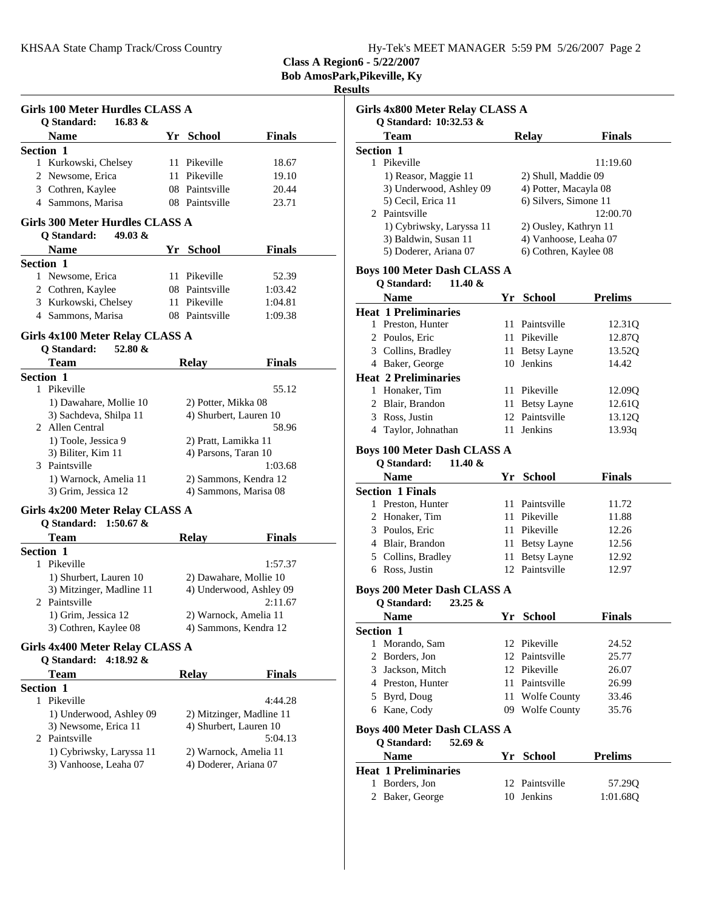## Class A Region6 - 5/22/2007
## Bob AmosPark,Pikeville, Ky
## Results

### Girls 100 Meter Hurdles CLASS A

Q Standard: 16.83 &

| | Name | Yr | School | Finals |
|---|---|---|---|---|
| **Section 1** | | | | |
| 1 | Kurkowski, Chelsey | 11 | Pikeville | 18.67 |
| 2 | Newsome, Erica | 11 | Pikeville | 19.10 |
| 3 | Cothren, Kaylee | 08 | Paintsville | 20.44 |
| 4 | Sammons, Marisa | 08 | Paintsville | 23.71 |

### Girls 300 Meter Hurdles CLASS A

Q Standard: 49.03 &

| | Name | Yr | School | Finals |
|---|---|---|---|---|
| **Section 1** | | | | |
| 1 | Newsome, Erica | 11 | Pikeville | 52.39 |
| 2 | Cothren, Kaylee | 08 | Paintsville | 1:03.42 |
| 3 | Kurkowski, Chelsey | 11 | Pikeville | 1:04.81 |
| 4 | Sammons, Marisa | 08 | Paintsville | 1:09.38 |

### Girls 4x100 Meter Relay CLASS A

Q Standard: 52.80 &

| | Team | Relay | Finals |
|---|---|---|---|
| **Section 1** | | | |
| 1 | Pikeville | | 55.12 |
| | 1) Dawahare, Mollie 10 | 2) Potter, Mikka 08 | |
| | 3) Sachdeva, Shilpa 11 | 4) Shurbert, Lauren 10 | |
| 2 | Allen Central | | 58.96 |
| | 1) Toole, Jessica 9 | 2) Pratt, Lamikka 11 | |
| | 3) Biliter, Kim 11 | 4) Parsons, Taran 10 | |
| 3 | Paintsville | | 1:03.68 |
| | 1) Warnock, Amelia 11 | 2) Sammons, Kendra 12 | |
| | 3) Grim, Jessica 12 | 4) Sammons, Marisa 08 | |

### Girls 4x200 Meter Relay CLASS A

Q Standard: 1:50.67 &

| | Team | Relay | Finals |
|---|---|---|---|
| **Section 1** | | | |
| 1 | Pikeville | | 1:57.37 |
| | 1) Shurbert, Lauren 10 | 2) Dawahare, Mollie 10 | |
| | 3) Mitzinger, Madline 11 | 4) Underwood, Ashley 09 | |
| 2 | Paintsville | | 2:11.67 |
| | 1) Grim, Jessica 12 | 2) Warnock, Amelia 11 | |
| | 3) Cothren, Kaylee 08 | 4) Sammons, Kendra 12 | |

### Girls 4x400 Meter Relay CLASS A

Q Standard: 4:18.92 &

| | Team | Relay | Finals |
|---|---|---|---|
| **Section 1** | | | |
| 1 | Pikeville | | 4:44.28 |
| | 1) Underwood, Ashley 09 | 2) Mitzinger, Madline 11 | |
| | 3) Newsome, Erica 11 | 4) Shurbert, Lauren 10 | |
| 2 | Paintsville | | 5:04.13 |
| | 1) Cybriwsky, Laryssa 11 | 2) Warnock, Amelia 11 | |
| | 3) Vanhoose, Leaha 07 | 4) Doderer, Ariana 07 | |

### Girls 4x800 Meter Relay CLASS A

Q Standard: 10:32.53 &

| | Team | Relay | Finals |
|---|---|---|---|
| **Section 1** | | | |
| 1 | Pikeville | | 11:19.60 |
| | 1) Reasor, Maggie 11 | 2) Shull, Maddie 09 | |
| | 3) Underwood, Ashley 09 | 4) Potter, Macayla 08 | |
| | 5) Cecil, Erica 11 | 6) Silvers, Simone 11 | |
| 2 | Paintsville | | 12:00.70 |
| | 1) Cybriwsky, Laryssa 11 | 2) Ousley, Kathryn 11 | |
| | 3) Baldwin, Susan 11 | 4) Vanhoose, Leaha 07 | |
| | 5) Doderer, Ariana 07 | 6) Cothren, Kaylee 08 | |

### Boys 100 Meter Dash CLASS A

Q Standard: 11.40 &

| | Name | Yr | School | Prelims |
|---|---|---|---|---|
| **Heat 1 Preliminaries** | | | | |
| 1 | Preston, Hunter | 11 | Paintsville | 12.31Q |
| 2 | Poulos, Eric | 11 | Pikeville | 12.87Q |
| 3 | Collins, Bradley | 11 | Betsy Layne | 13.52Q |
| 4 | Baker, George | 10 | Jenkins | 14.42 |
| **Heat 2 Preliminaries** | | | | |
| 1 | Honaker, Tim | 11 | Pikeville | 12.09Q |
| 2 | Blair, Brandon | 11 | Betsy Layne | 12.61Q |
| 3 | Ross, Justin | 12 | Paintsville | 13.12Q |
| 4 | Taylor, Johnathan | 11 | Jenkins | 13.93q |

### Boys 100 Meter Dash CLASS A

Q Standard: 11.40 &

| | Name | Yr | School | Finals |
|---|---|---|---|---|
| **Section 1 Finals** | | | | |
| 1 | Preston, Hunter | 11 | Paintsville | 11.72 |
| 2 | Honaker, Tim | 11 | Pikeville | 11.88 |
| 3 | Poulos, Eric | 11 | Pikeville | 12.26 |
| 4 | Blair, Brandon | 11 | Betsy Layne | 12.56 |
| 5 | Collins, Bradley | 11 | Betsy Layne | 12.92 |
| 6 | Ross, Justin | 12 | Paintsville | 12.97 |

### Boys 200 Meter Dash CLASS A

Q Standard: 23.25 &

| | Name | Yr | School | Finals |
|---|---|---|---|---|
| **Section 1** | | | | |
| 1 | Morando, Sam | 12 | Pikeville | 24.52 |
| 2 | Borders, Jon | 12 | Paintsville | 25.77 |
| 3 | Jackson, Mitch | 12 | Pikeville | 26.07 |
| 4 | Preston, Hunter | 11 | Paintsville | 26.99 |
| 5 | Byrd, Doug | 11 | Wolfe County | 33.46 |
| 6 | Kane, Cody | 09 | Wolfe County | 35.76 |

### Boys 400 Meter Dash CLASS A

Q Standard: 52.69 &

| | Name | Yr | School | Prelims |
|---|---|---|---|---|
| **Heat 1 Preliminaries** | | | | |
| 1 | Borders, Jon | 12 | Paintsville | 57.29Q |
| 2 | Baker, George | 10 | Jenkins | 1:01.68Q |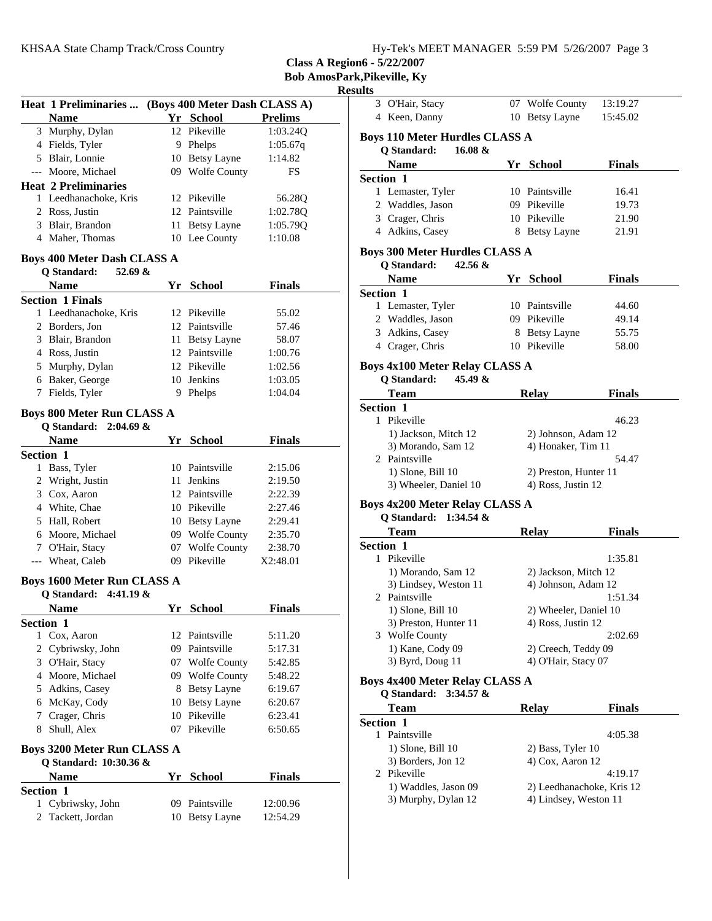**Class A Region6 - 5/22/2007**
**Bob AmosPark,Pikeville, Ky**
**Results**

### Heat 1 Preliminaries ... (Boys 400 Meter Dash CLASS A)

| | Name | Yr | School | Prelims |
|---|---|---|---|---|
| 3 | Murphy, Dylan | 12 | Pikeville | 1:03.24Q |
| 4 | Fields, Tyler | 9 | Phelps | 1:05.67q |
| 5 | Blair, Lonnie | 10 | Betsy Layne | 1:14.82 |
| --- | Moore, Michael | 09 | Wolfe County | FS |
| **Heat 2 Preliminaries** | | | | |
| 1 | Leedhanachoke, Kris | 12 | Pikeville | 56.28Q |
| 2 | Ross, Justin | 12 | Paintsville | 1:02.78Q |
| 3 | Blair, Brandon | 11 | Betsy Layne | 1:05.79Q |
| 4 | Maher, Thomas | 10 | Lee County | 1:10.08 |

### Boys 400 Meter Dash CLASS A

**Q Standard: 52.69 &**

| | Name | Yr | School | Finals |
|---|---|---|---|---|
| **Section 1 Finals** | | | | |
| 1 | Leedhanachoke, Kris | 12 | Pikeville | 55.02 |
| 2 | Borders, Jon | 12 | Paintsville | 57.46 |
| 3 | Blair, Brandon | 11 | Betsy Layne | 58.07 |
| 4 | Ross, Justin | 12 | Paintsville | 1:00.76 |
| 5 | Murphy, Dylan | 12 | Pikeville | 1:02.56 |
| 6 | Baker, George | 10 | Jenkins | 1:03.05 |
| 7 | Fields, Tyler | 9 | Phelps | 1:04.04 |

### Boys 800 Meter Run CLASS A

**Q Standard: 2:04.69 &**

| | Name | Yr | School | Finals |
|---|---|---|---|---|
| **Section 1** | | | | |
| 1 | Bass, Tyler | 10 | Paintsville | 2:15.06 |
| 2 | Wright, Justin | 11 | Jenkins | 2:19.50 |
| 3 | Cox, Aaron | 12 | Paintsville | 2:22.39 |
| 4 | White, Chae | 10 | Pikeville | 2:27.46 |
| 5 | Hall, Robert | 10 | Betsy Layne | 2:29.41 |
| 6 | Moore, Michael | 09 | Wolfe County | 2:35.70 |
| 7 | O'Hair, Stacy | 07 | Wolfe County | 2:38.70 |
| --- | Wheat, Caleb | 09 | Pikeville | X2:48.01 |

### Boys 1600 Meter Run CLASS A

**Q Standard: 4:41.19 &**

| | Name | Yr | School | Finals |
|---|---|---|---|---|
| **Section 1** | | | | |
| 1 | Cox, Aaron | 12 | Paintsville | 5:11.20 |
| 2 | Cybriwsky, John | 09 | Paintsville | 5:17.31 |
| 3 | O'Hair, Stacy | 07 | Wolfe County | 5:42.85 |
| 4 | Moore, Michael | 09 | Wolfe County | 5:48.22 |
| 5 | Adkins, Casey | 8 | Betsy Layne | 6:19.67 |
| 6 | McKay, Cody | 10 | Betsy Layne | 6:20.67 |
| 7 | Crager, Chris | 10 | Pikeville | 6:23.41 |
| 8 | Shull, Alex | 07 | Pikeville | 6:50.65 |

### Boys 3200 Meter Run CLASS A

**Q Standard: 10:30.36 &**

| | Name | Yr | School | Finals |
|---|---|---|---|---|
| **Section 1** | | | | |
| 1 | Cybriwsky, John | 09 | Paintsville | 12:00.96 |
| 2 | Tackett, Jordan | 10 | Betsy Layne | 12:54.29 |
| 3 | O'Hair, Stacy | 07 | Wolfe County | 13:19.27 |
| 4 | Keen, Danny | 10 | Betsy Layne | 15:45.02 |

### Boys 110 Meter Hurdles CLASS A

**Q Standard: 16.08 &**

| | Name | Yr | School | Finals |
|---|---|---|---|---|
| **Section 1** | | | | |
| 1 | Lemaster, Tyler | 10 | Paintsville | 16.41 |
| 2 | Waddles, Jason | 09 | Pikeville | 19.73 |
| 3 | Crager, Chris | 10 | Pikeville | 21.90 |
| 4 | Adkins, Casey | 8 | Betsy Layne | 21.91 |

### Boys 300 Meter Hurdles CLASS A

**Q Standard: 42.56 &**

| | Name | Yr | School | Finals |
|---|---|---|---|---|
| **Section 1** | | | | |
| 1 | Lemaster, Tyler | 10 | Paintsville | 44.60 |
| 2 | Waddles, Jason | 09 | Pikeville | 49.14 |
| 3 | Adkins, Casey | 8 | Betsy Layne | 55.75 |
| 4 | Crager, Chris | 10 | Pikeville | 58.00 |

### Boys 4x100 Meter Relay CLASS A

**Q Standard: 45.49 &**

| | Team | Relay | Finals |
|---|---|---|---|
| **Section 1** | | | |
| 1 | Pikeville | | 46.23 |
| | 1) Jackson, Mitch 12 | 2) Johnson, Adam 12 | |
| | 3) Morando, Sam 12 | 4) Honaker, Tim 11 | |
| 2 | Paintsville | | 54.47 |
| | 1) Slone, Bill 10 | 2) Preston, Hunter 11 | |
| | 3) Wheeler, Daniel 10 | 4) Ross, Justin 12 | |

### Boys 4x200 Meter Relay CLASS A

**Q Standard: 1:34.54 &**

| | Team | Relay | Finals |
|---|---|---|---|
| **Section 1** | | | |
| 1 | Pikeville | | 1:35.81 |
| | 1) Morando, Sam 12 | 2) Jackson, Mitch 12 | |
| | 3) Lindsey, Weston 11 | 4) Johnson, Adam 12 | |
| 2 | Paintsville | | 1:51.34 |
| | 1) Slone, Bill 10 | 2) Wheeler, Daniel 10 | |
| | 3) Preston, Hunter 11 | 4) Ross, Justin 12 | |
| 3 | Wolfe County | | 2:02.69 |
| | 1) Kane, Cody 09 | 2) Creech, Teddy 09 | |
| | 3) Byrd, Doug 11 | 4) O'Hair, Stacy 07 | |

### Boys 4x400 Meter Relay CLASS A

**Q Standard: 3:34.57 &**

| | Team | Relay | Finals |
|---|---|---|---|
| **Section 1** | | | |
| 1 | Paintsville | | 4:05.38 |
| | 1) Slone, Bill 10 | 2) Bass, Tyler 10 | |
| | 3) Borders, Jon 12 | 4) Cox, Aaron 12 | |
| 2 | Pikeville | | 4:19.17 |
| | 1) Waddles, Jason 09 | 2) Leedhanachoke, Kris 12 | |
| | 3) Murphy, Dylan 12 | 4) Lindsey, Weston 11 | |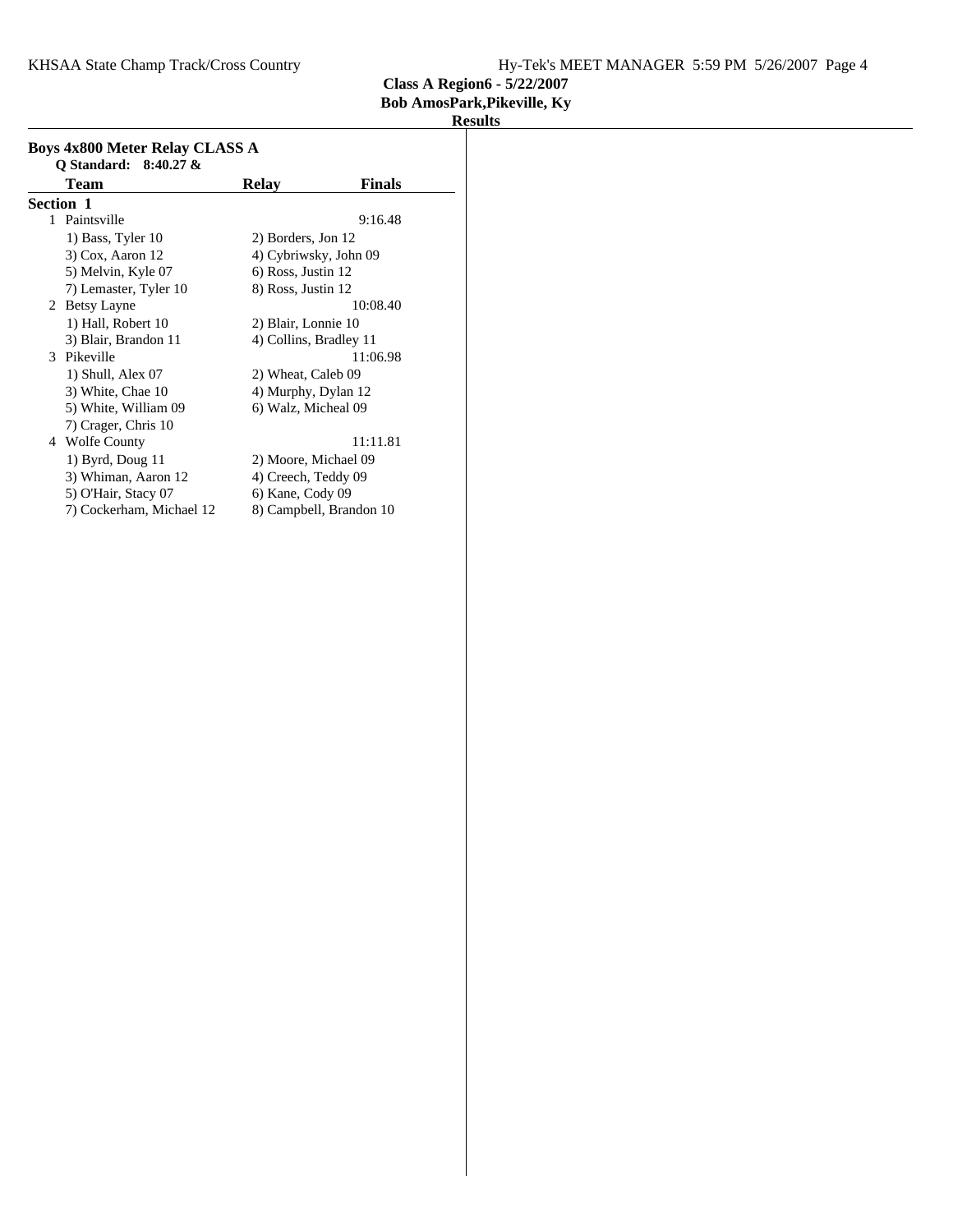**Class A Region6 - 5/22/2007**
**Bob AmosPark,Pikeville, Ky**
**Results**

### Boys 4x800 Meter Relay CLASS A

**Q Standard: 8:40.27 &**

| | Team | Relay | Finals |
|---|---|---|---|
| **Section 1** | | | |
| 1 | Paintsville | | 9:16.48 |
| | 1) Bass, Tyler 10 | 2) Borders, Jon 12 | |
| | 3) Cox, Aaron 12 | 4) Cybriwsky, John 09 | |
| | 5) Melvin, Kyle 07 | 6) Ross, Justin 12 | |
| | 7) Lemaster, Tyler 10 | 8) Ross, Justin 12 | |
| 2 | Betsy Layne | | 10:08.40 |
| | 1) Hall, Robert 10 | 2) Blair, Lonnie 10 | |
| | 3) Blair, Brandon 11 | 4) Collins, Bradley 11 | |
| 3 | Pikeville | | 11:06.98 |
| | 1) Shull, Alex 07 | 2) Wheat, Caleb 09 | |
| | 3) White, Chae 10 | 4) Murphy, Dylan 12 | |
| | 5) White, William 09 | 6) Walz, Micheal 09 | |
| | 7) Crager, Chris 10 | | |
| 4 | Wolfe County | | 11:11.81 |
| | 1) Byrd, Doug 11 | 2) Moore, Michael 09 | |
| | 3) Whiman, Aaron 12 | 4) Creech, Teddy 09 | |
| | 5) O'Hair, Stacy 07 | 6) Kane, Cody 09 | |
| | 7) Cockerham, Michael 12 | 8) Campbell, Brandon 10 | |